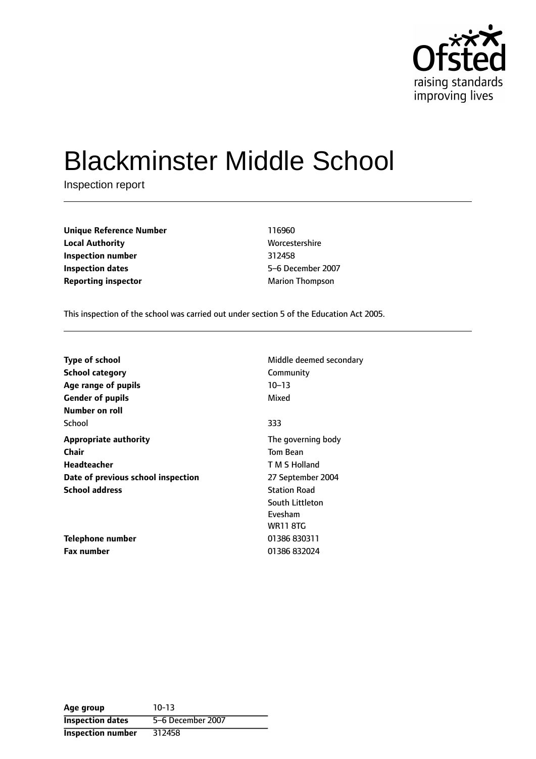# Blackminster Middle School

Inspection report

| | |
|---|---|
| **Unique Reference Number** | 116960 |
| **Local Authority** | Worcestershire |
| **Inspection number** | 312458 |
| **Inspection dates** | 5–6 December 2007 |
| **Reporting inspector** | Marion Thompson |

This inspection of the school was carried out under section 5 of the Education Act 2005.

| | |
|---|---|
| **Type of school** | Middle deemed secondary |
| **School category** | Community |
| **Age range of pupils** | 10–13 |
| **Gender of pupils** | Mixed |
| **Number on roll** | |
| School | 333 |
| **Appropriate authority** | The governing body |
| **Chair** | Tom Bean |
| **Headteacher** | T M S Holland |
| **Date of previous school inspection** | 27 September 2004 |
| **School address** | Station Road<br>South Littleton<br>Evesham<br>WR11 8TG |
| **Telephone number** | 01386 830311 |
| **Fax number** | 01386 832024 |

| | |
|---|---|
| **Age group** | 10-13 |
| **Inspection dates** | 5–6 December 2007 |
| **Inspection number** | 312458 |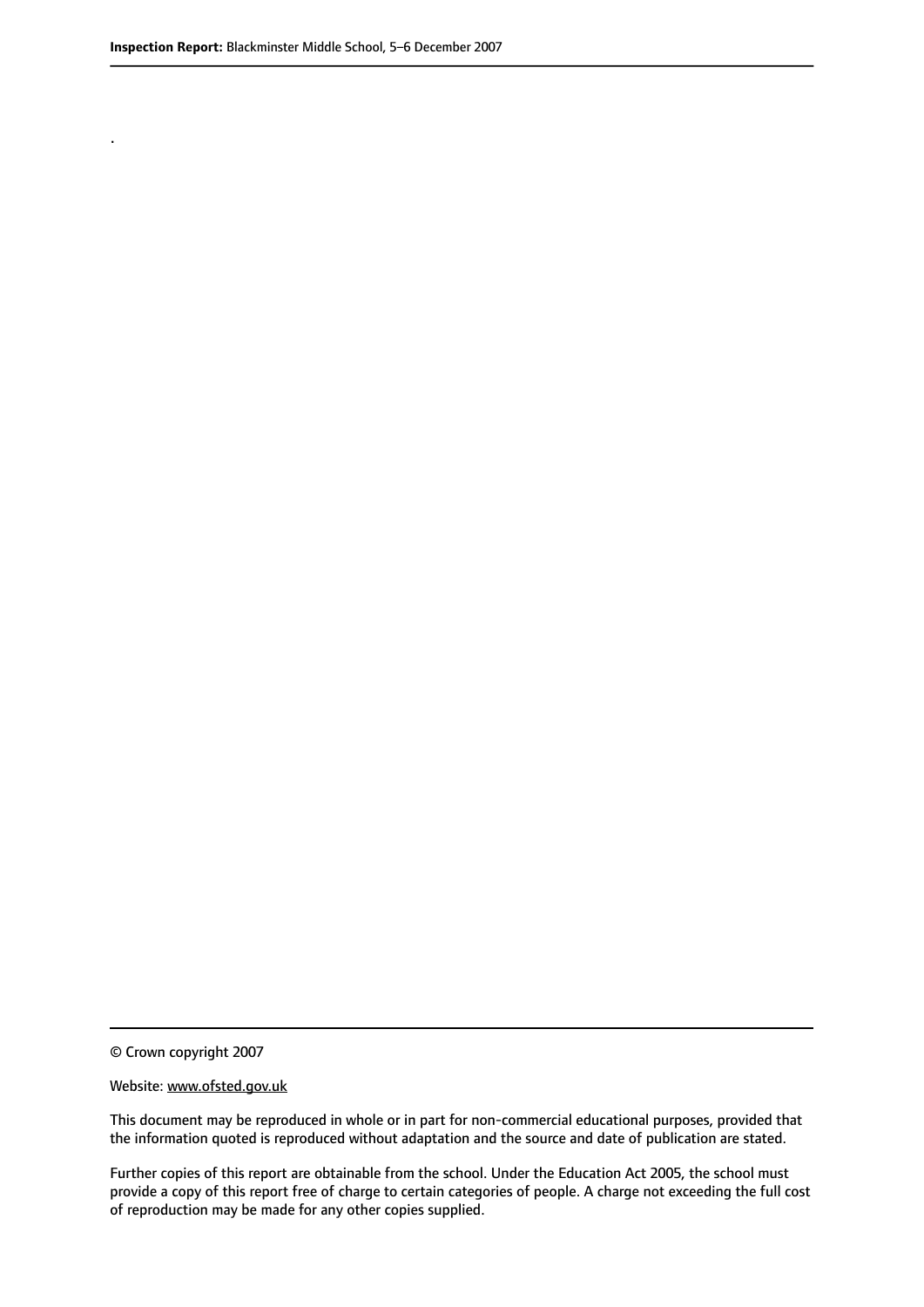.

© Crown copyright 2007

Website: www.ofsted.gov.uk

This document may be reproduced in whole or in part for non-commercial educational purposes, provided that the information quoted is reproduced without adaptation and the source and date of publication are stated.

Further copies of this report are obtainable from the school. Under the Education Act 2005, the school must provide a copy of this report free of charge to certain categories of people. A charge not exceeding the full cost of reproduction may be made for any other copies supplied.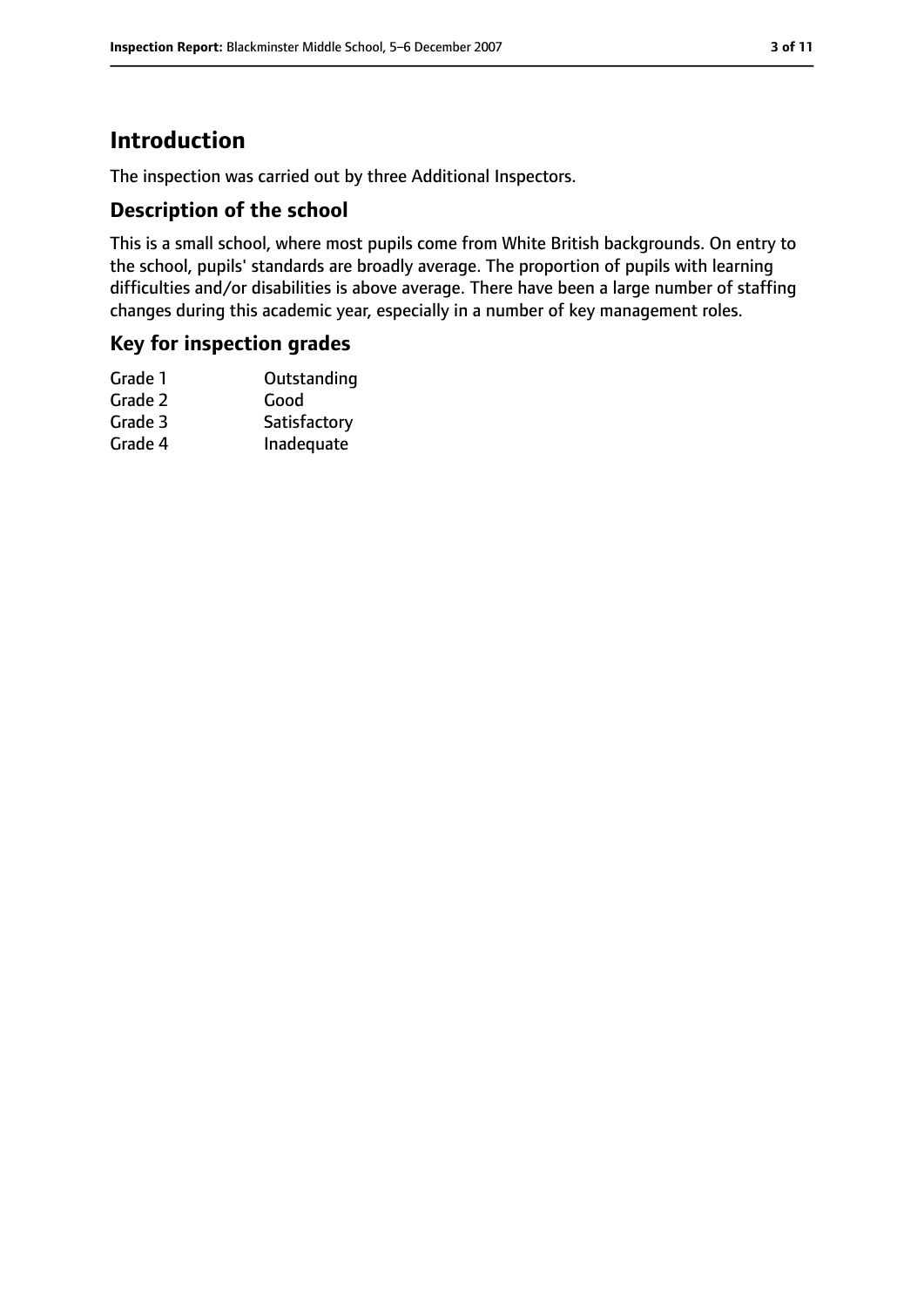# Introduction

The inspection was carried out by three Additional Inspectors.

## Description of the school

This is a small school, where most pupils come from White British backgrounds. On entry to the school, pupils' standards are broadly average. The proportion of pupils with learning difficulties and/or disabilities is above average. There have been a large number of staffing changes during this academic year, especially in a number of key management roles.

## Key for inspection grades

| | |
|---|---|
| Grade 1 | Outstanding |
| Grade 2 | Good |
| Grade 3 | Satisfactory |
| Grade 4 | Inadequate |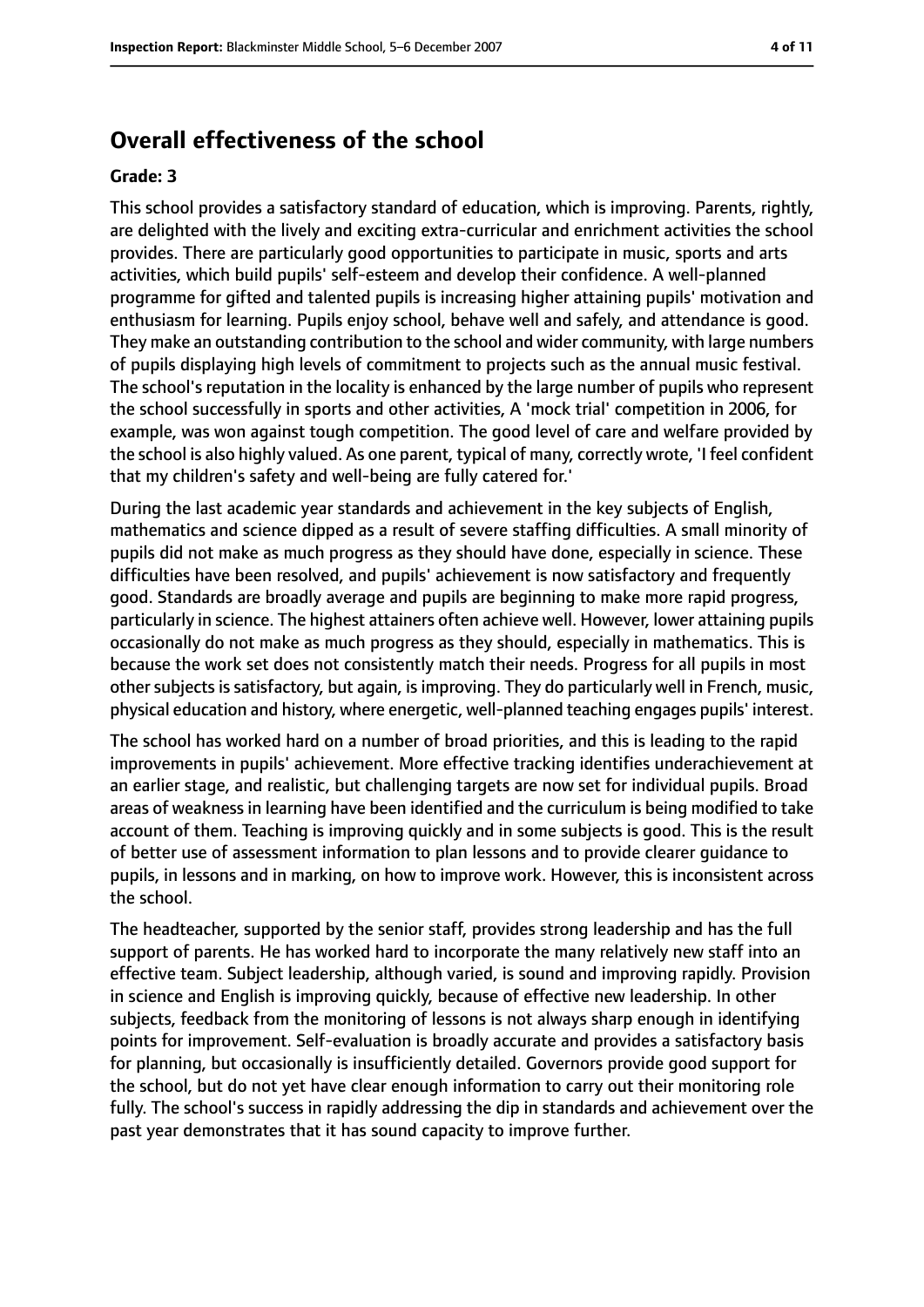## Overall effectiveness of the school

### Grade: 3

This school provides a satisfactory standard of education, which is improving. Parents, rightly, are delighted with the lively and exciting extra-curricular and enrichment activities the school provides. There are particularly good opportunities to participate in music, sports and arts activities, which build pupils' self-esteem and develop their confidence. A well-planned programme for gifted and talented pupils is increasing higher attaining pupils' motivation and enthusiasm for learning. Pupils enjoy school, behave well and safely, and attendance is good. They make an outstanding contribution to the school and wider community, with large numbers of pupils displaying high levels of commitment to projects such as the annual music festival. The school's reputation in the locality is enhanced by the large number of pupils who represent the school successfully in sports and other activities, A 'mock trial' competition in 2006, for example, was won against tough competition. The good level of care and welfare provided by the school is also highly valued. As one parent, typical of many, correctly wrote, 'I feel confident that my children's safety and well-being are fully catered for.'

During the last academic year standards and achievement in the key subjects of English, mathematics and science dipped as a result of severe staffing difficulties. A small minority of pupils did not make as much progress as they should have done, especially in science. These difficulties have been resolved, and pupils' achievement is now satisfactory and frequently good. Standards are broadly average and pupils are beginning to make more rapid progress, particularly in science. The highest attainers often achieve well. However, lower attaining pupils occasionally do not make as much progress as they should, especially in mathematics. This is because the work set does not consistently match their needs. Progress for all pupils in most other subjects is satisfactory, but again, is improving. They do particularly well in French, music, physical education and history, where energetic, well-planned teaching engages pupils' interest.

The school has worked hard on a number of broad priorities, and this is leading to the rapid improvements in pupils' achievement. More effective tracking identifies underachievement at an earlier stage, and realistic, but challenging targets are now set for individual pupils. Broad areas of weakness in learning have been identified and the curriculum is being modified to take account of them. Teaching is improving quickly and in some subjects is good. This is the result of better use of assessment information to plan lessons and to provide clearer guidance to pupils, in lessons and in marking, on how to improve work. However, this is inconsistent across the school.

The headteacher, supported by the senior staff, provides strong leadership and has the full support of parents. He has worked hard to incorporate the many relatively new staff into an effective team. Subject leadership, although varied, is sound and improving rapidly. Provision in science and English is improving quickly, because of effective new leadership. In other subjects, feedback from the monitoring of lessons is not always sharp enough in identifying points for improvement. Self-evaluation is broadly accurate and provides a satisfactory basis for planning, but occasionally is insufficiently detailed. Governors provide good support for the school, but do not yet have clear enough information to carry out their monitoring role fully. The school's success in rapidly addressing the dip in standards and achievement over the past year demonstrates that it has sound capacity to improve further.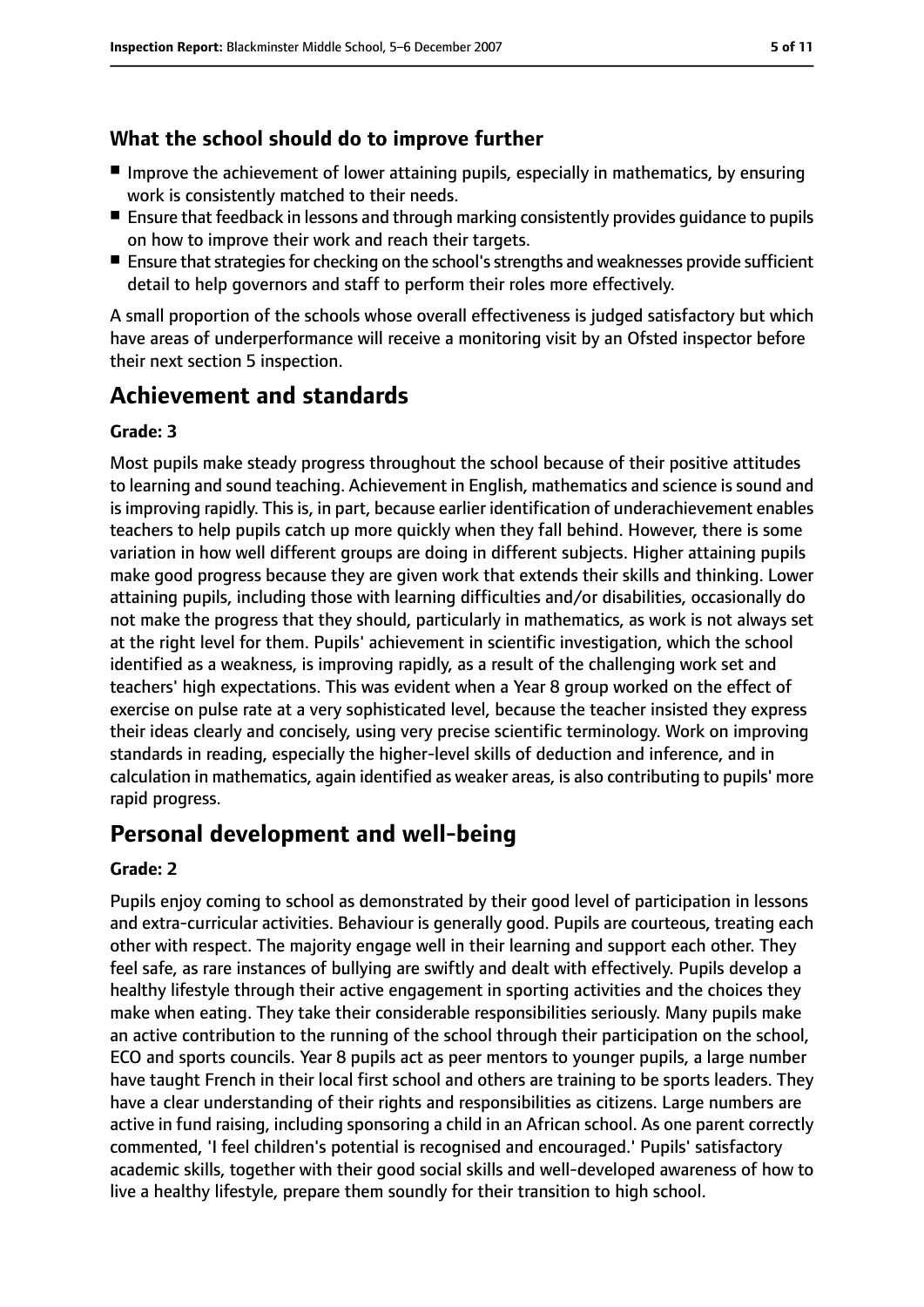### What the school should do to improve further

- Improve the achievement of lower attaining pupils, especially in mathematics, by ensuring work is consistently matched to their needs.
- Ensure that feedback in lessons and through marking consistently provides guidance to pupils on how to improve their work and reach their targets.
- Ensure that strategies for checking on the school's strengths and weaknesses provide sufficient detail to help governors and staff to perform their roles more effectively.

A small proportion of the schools whose overall effectiveness is judged satisfactory but which have areas of underperformance will receive a monitoring visit by an Ofsted inspector before their next section 5 inspection.

## Achievement and standards

**Grade: 3**

Most pupils make steady progress throughout the school because of their positive attitudes to learning and sound teaching. Achievement in English, mathematics and science is sound and is improving rapidly. This is, in part, because earlier identification of underachievement enables teachers to help pupils catch up more quickly when they fall behind. However, there is some variation in how well different groups are doing in different subjects. Higher attaining pupils make good progress because they are given work that extends their skills and thinking. Lower attaining pupils, including those with learning difficulties and/or disabilities, occasionally do not make the progress that they should, particularly in mathematics, as work is not always set at the right level for them. Pupils' achievement in scientific investigation, which the school identified as a weakness, is improving rapidly, as a result of the challenging work set and teachers' high expectations. This was evident when a Year 8 group worked on the effect of exercise on pulse rate at a very sophisticated level, because the teacher insisted they express their ideas clearly and concisely, using very precise scientific terminology. Work on improving standards in reading, especially the higher-level skills of deduction and inference, and in calculation in mathematics, again identified as weaker areas, is also contributing to pupils' more rapid progress.

## Personal development and well-being

**Grade: 2**

Pupils enjoy coming to school as demonstrated by their good level of participation in lessons and extra-curricular activities. Behaviour is generally good. Pupils are courteous, treating each other with respect. The majority engage well in their learning and support each other. They feel safe, as rare instances of bullying are swiftly and dealt with effectively. Pupils develop a healthy lifestyle through their active engagement in sporting activities and the choices they make when eating. They take their considerable responsibilities seriously. Many pupils make an active contribution to the running of the school through their participation on the school, ECO and sports councils. Year 8 pupils act as peer mentors to younger pupils, a large number have taught French in their local first school and others are training to be sports leaders. They have a clear understanding of their rights and responsibilities as citizens. Large numbers are active in fund raising, including sponsoring a child in an African school. As one parent correctly commented, 'I feel children's potential is recognised and encouraged.' Pupils' satisfactory academic skills, together with their good social skills and well-developed awareness of how to live a healthy lifestyle, prepare them soundly for their transition to high school.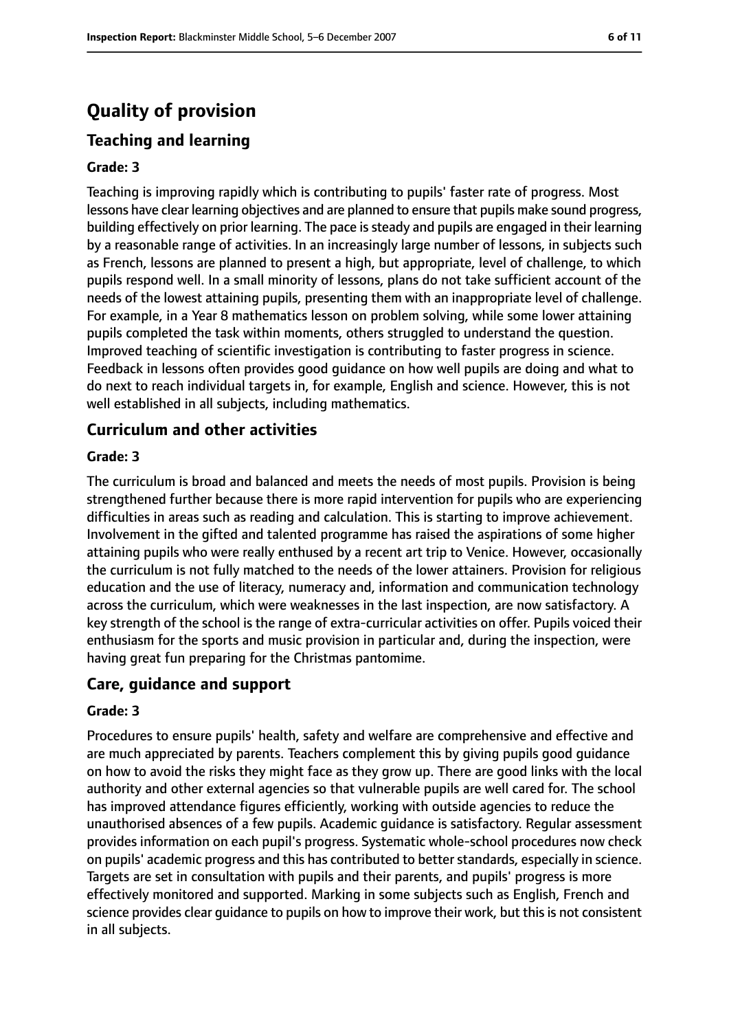# Quality of provision

## Teaching and learning

### Grade: 3

Teaching is improving rapidly which is contributing to pupils' faster rate of progress. Most lessons have clear learning objectives and are planned to ensure that pupils make sound progress, building effectively on prior learning. The pace is steady and pupils are engaged in their learning by a reasonable range of activities. In an increasingly large number of lessons, in subjects such as French, lessons are planned to present a high, but appropriate, level of challenge, to which pupils respond well. In a small minority of lessons, plans do not take sufficient account of the needs of the lowest attaining pupils, presenting them with an inappropriate level of challenge. For example, in a Year 8 mathematics lesson on problem solving, while some lower attaining pupils completed the task within moments, others struggled to understand the question. Improved teaching of scientific investigation is contributing to faster progress in science. Feedback in lessons often provides good guidance on how well pupils are doing and what to do next to reach individual targets in, for example, English and science. However, this is not well established in all subjects, including mathematics.

## Curriculum and other activities

### Grade: 3

The curriculum is broad and balanced and meets the needs of most pupils. Provision is being strengthened further because there is more rapid intervention for pupils who are experiencing difficulties in areas such as reading and calculation. This is starting to improve achievement. Involvement in the gifted and talented programme has raised the aspirations of some higher attaining pupils who were really enthused by a recent art trip to Venice. However, occasionally the curriculum is not fully matched to the needs of the lower attainers. Provision for religious education and the use of literacy, numeracy and, information and communication technology across the curriculum, which were weaknesses in the last inspection, are now satisfactory. A key strength of the school is the range of extra-curricular activities on offer. Pupils voiced their enthusiasm for the sports and music provision in particular and, during the inspection, were having great fun preparing for the Christmas pantomime.

## Care, guidance and support

### Grade: 3

Procedures to ensure pupils' health, safety and welfare are comprehensive and effective and are much appreciated by parents. Teachers complement this by giving pupils good guidance on how to avoid the risks they might face as they grow up. There are good links with the local authority and other external agencies so that vulnerable pupils are well cared for. The school has improved attendance figures efficiently, working with outside agencies to reduce the unauthorised absences of a few pupils. Academic guidance is satisfactory. Regular assessment provides information on each pupil's progress. Systematic whole-school procedures now check on pupils' academic progress and this has contributed to better standards, especially in science. Targets are set in consultation with pupils and their parents, and pupils' progress is more effectively monitored and supported. Marking in some subjects such as English, French and science provides clear guidance to pupils on how to improve their work, but this is not consistent in all subjects.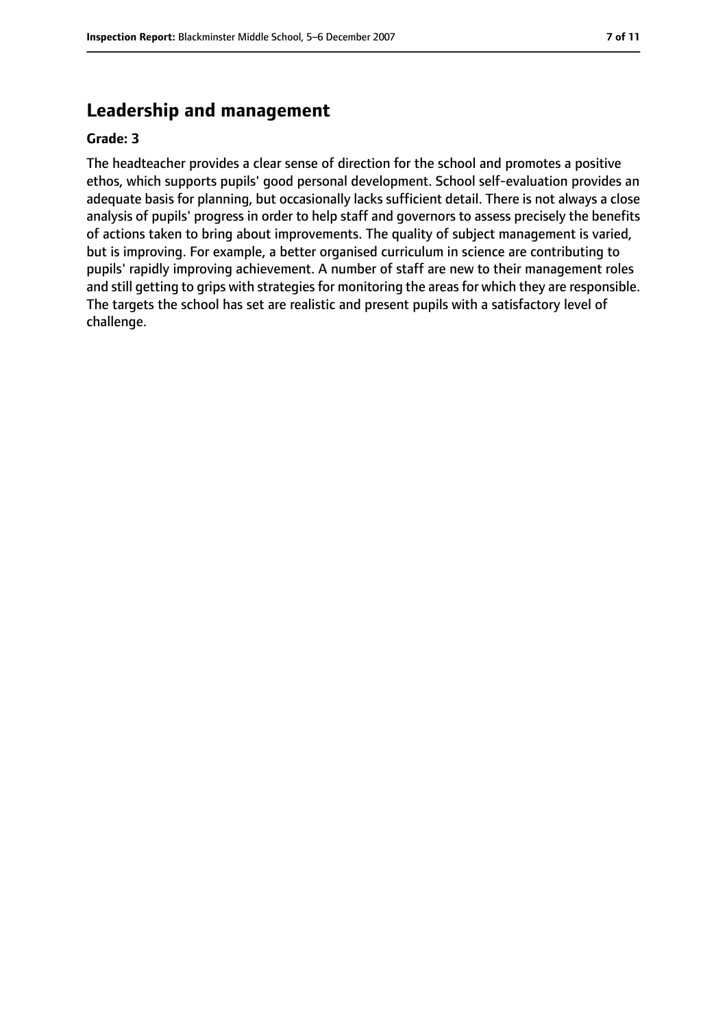## Leadership and management

**Grade: 3**

The headteacher provides a clear sense of direction for the school and promotes a positive ethos, which supports pupils' good personal development. School self-evaluation provides an adequate basis for planning, but occasionally lacks sufficient detail. There is not always a close analysis of pupils' progress in order to help staff and governors to assess precisely the benefits of actions taken to bring about improvements. The quality of subject management is varied, but is improving. For example, a better organised curriculum in science are contributing to pupils' rapidly improving achievement. A number of staff are new to their management roles and still getting to grips with strategies for monitoring the areas for which they are responsible. The targets the school has set are realistic and present pupils with a satisfactory level of challenge.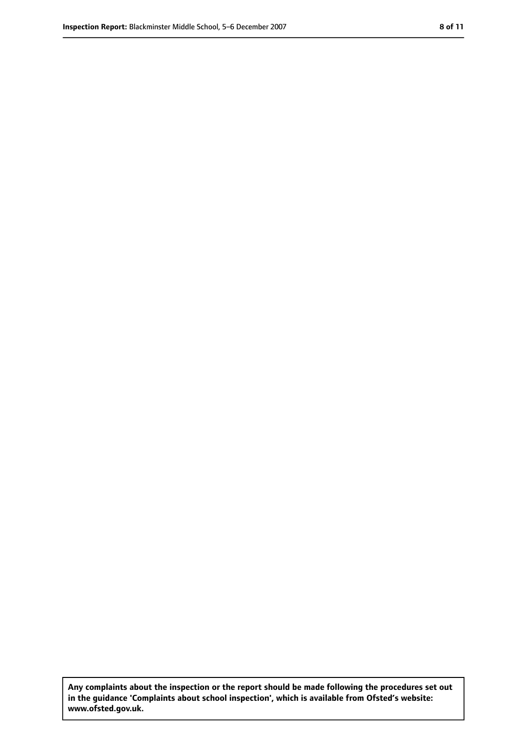**Any complaints about the inspection or the report should be made following the procedures set out in the guidance 'Complaints about school inspection', which is available from Ofsted's website: www.ofsted.gov.uk.**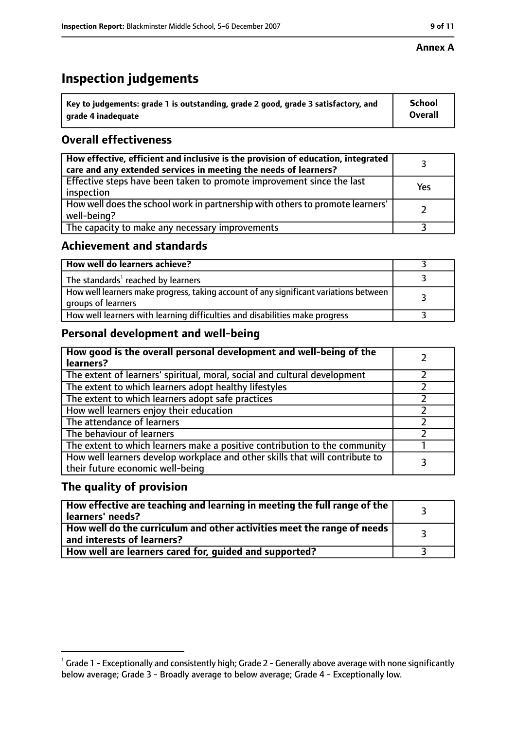**Annex A**

# Inspection judgements

| Key to judgements: grade 1 is outstanding, grade 2 good, grade 3 satisfactory, and grade 4 inadequate | School Overall |
|---|---|

## Overall effectiveness

| | |
|---|---|
| **How effective, efficient and inclusive is the provision of education, integrated care and any extended services in meeting the needs of learners?** | 3 |
| Effective steps have been taken to promote improvement since the last inspection | Yes |
| How well does the school work in partnership with others to promote learners' well-being? | 2 |
| The capacity to make any necessary improvements | 3 |

## Achievement and standards

| | |
|---|---|
| **How well do learners achieve?** | 3 |
| The standards[1] reached by learners | 3 |
| How well learners make progress, taking account of any significant variations between groups of learners | 3 |
| How well learners with learning difficulties and disabilities make progress | 3 |

## Personal development and well-being

| | |
|---|---|
| **How good is the overall personal development and well-being of the learners?** | 2 |
| The extent of learners' spiritual, moral, social and cultural development | 2 |
| The extent to which learners adopt healthy lifestyles | 2 |
| The extent to which learners adopt safe practices | 2 |
| How well learners enjoy their education | 2 |
| The attendance of learners | 2 |
| The behaviour of learners | 2 |
| The extent to which learners make a positive contribution to the community | 1 |
| How well learners develop workplace and other skills that will contribute to their future economic well-being | 3 |

## The quality of provision

| | |
|---|---|
| **How effective are teaching and learning in meeting the full range of the learners' needs?** | 3 |
| **How well do the curriculum and other activities meet the range of needs and interests of learners?** | 3 |
| **How well are learners cared for, guided and supported?** | 3 |

[1] Grade 1 - Exceptionally and consistently high; Grade 2 - Generally above average with none significantly below average; Grade 3 - Broadly average to below average; Grade 4 - Exceptionally low.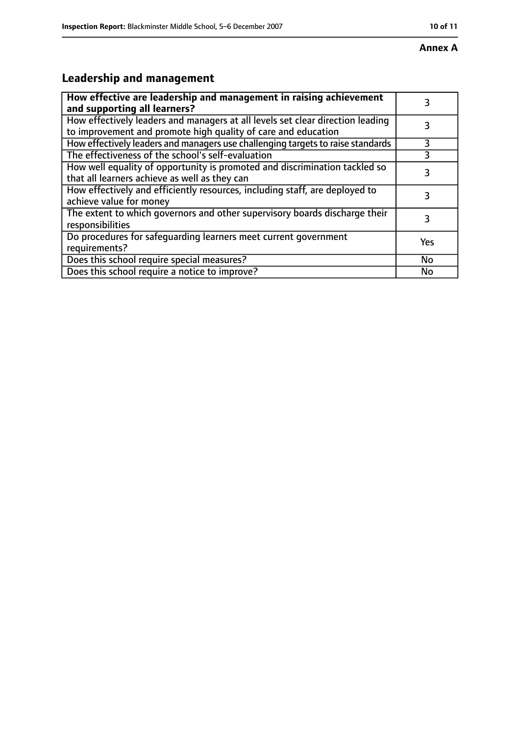**Annex A**

## Leadership and management

| **How effective are leadership and management in raising achievement and supporting all learners?** | 3 |
| --- | --- |
| How effectively leaders and managers at all levels set clear direction leading to improvement and promote high quality of care and education | 3 |
| How effectively leaders and managers use challenging targets to raise standards | 3 |
| The effectiveness of the school's self-evaluation | 3 |
| How well equality of opportunity is promoted and discrimination tackled so that all learners achieve as well as they can | 3 |
| How effectively and efficiently resources, including staff, are deployed to achieve value for money | 3 |
| The extent to which governors and other supervisory boards discharge their responsibilities | 3 |
| Do procedures for safeguarding learners meet current government requirements? | Yes |
| Does this school require special measures? | No |
| Does this school require a notice to improve? | No |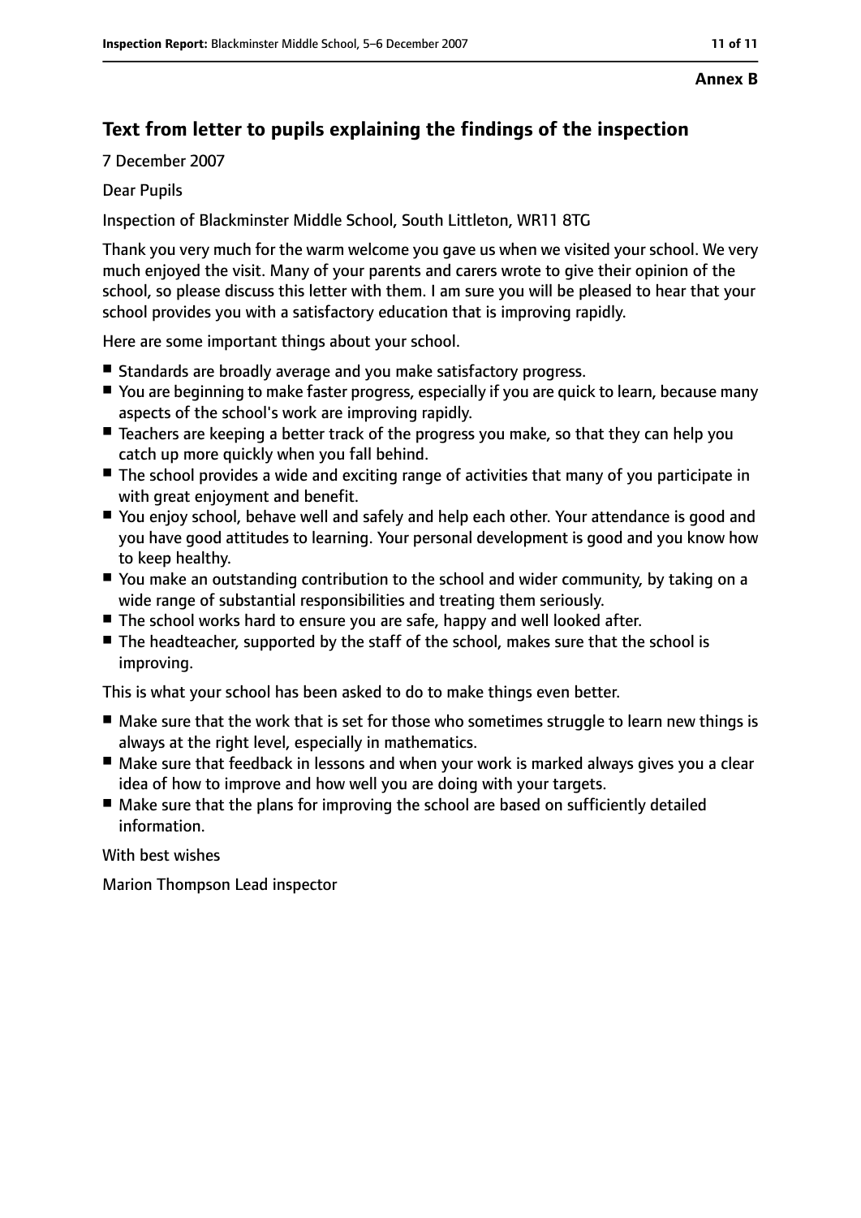**Annex B**

## Text from letter to pupils explaining the findings of the inspection

7 December 2007

Dear Pupils

Inspection of Blackminster Middle School, South Littleton, WR11 8TG

Thank you very much for the warm welcome you gave us when we visited your school. We very much enjoyed the visit. Many of your parents and carers wrote to give their opinion of the school, so please discuss this letter with them. I am sure you will be pleased to hear that your school provides you with a satisfactory education that is improving rapidly.

Here are some important things about your school.

- Standards are broadly average and you make satisfactory progress.
- You are beginning to make faster progress, especially if you are quick to learn, because many aspects of the school's work are improving rapidly.
- Teachers are keeping a better track of the progress you make, so that they can help you catch up more quickly when you fall behind.
- The school provides a wide and exciting range of activities that many of you participate in with great enjoyment and benefit.
- You enjoy school, behave well and safely and help each other. Your attendance is good and you have good attitudes to learning. Your personal development is good and you know how to keep healthy.
- You make an outstanding contribution to the school and wider community, by taking on a wide range of substantial responsibilities and treating them seriously.
- The school works hard to ensure you are safe, happy and well looked after.
- The headteacher, supported by the staff of the school, makes sure that the school is improving.

This is what your school has been asked to do to make things even better.

- Make sure that the work that is set for those who sometimes struggle to learn new things is always at the right level, especially in mathematics.
- Make sure that feedback in lessons and when your work is marked always gives you a clear idea of how to improve and how well you are doing with your targets.
- Make sure that the plans for improving the school are based on sufficiently detailed information.

With best wishes

Marion Thompson Lead inspector